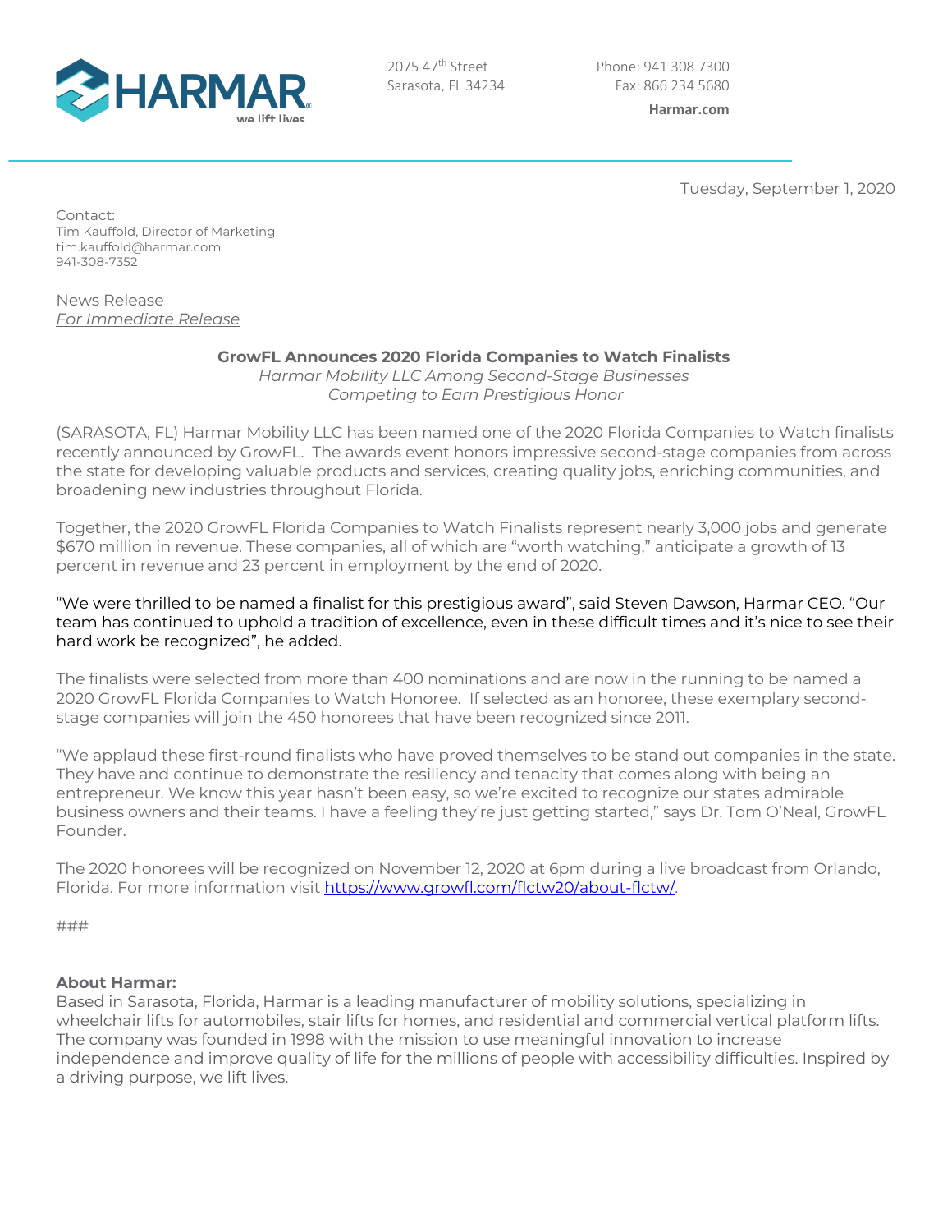HARMAR

we lift lives

2075 47th Street
Sarasota, FL 34234

Phone: 941 308 7300
Fax: 866 234 5680
**Harmar.com**

Tuesday, September 1, 2020

Contact:
Tim Kauffold, Director of Marketing
tim.kauffold@harmar.com
941-308-7352

News Release
*For Immediate Release*

**GrowFL Announces 2020 Florida Companies to Watch Finalists**
*Harmar Mobility LLC Among Second-Stage Businesses*
*Competing to Earn Prestigious Honor*

(SARASOTA, FL) Harmar Mobility LLC has been named one of the 2020 Florida Companies to Watch finalists recently announced by GrowFL. The awards event honors impressive second-stage companies from across the state for developing valuable products and services, creating quality jobs, enriching communities, and broadening new industries throughout Florida.

Together, the 2020 GrowFL Florida Companies to Watch Finalists represent nearly 3,000 jobs and generate $670 million in revenue. These companies, all of which are "worth watching," anticipate a growth of 13 percent in revenue and 23 percent in employment by the end of 2020.

"We were thrilled to be named a finalist for this prestigious award", said Steven Dawson, Harmar CEO. "Our team has continued to uphold a tradition of excellence, even in these difficult times and it's nice to see their hard work be recognized", he added.

The finalists were selected from more than 400 nominations and are now in the running to be named a 2020 GrowFL Florida Companies to Watch Honoree. If selected as an honoree, these exemplary second-stage companies will join the 450 honorees that have been recognized since 2011.

"We applaud these first-round finalists who have proved themselves to be stand out companies in the state. They have and continue to demonstrate the resiliency and tenacity that comes along with being an entrepreneur. We know this year hasn't been easy, so we're excited to recognize our states admirable business owners and their teams. I have a feeling they're just getting started," says Dr. Tom O'Neal, GrowFL Founder.

The 2020 honorees will be recognized on November 12, 2020 at 6pm during a live broadcast from Orlando, Florida. For more information visit https://www.growfl.com/flctw20/about-flctw/.

###

**About Harmar:**
Based in Sarasota, Florida, Harmar is a leading manufacturer of mobility solutions, specializing in wheelchair lifts for automobiles, stair lifts for homes, and residential and commercial vertical platform lifts. The company was founded in 1998 with the mission to use meaningful innovation to increase independence and improve quality of life for the millions of people with accessibility difficulties. Inspired by a driving purpose, we lift lives.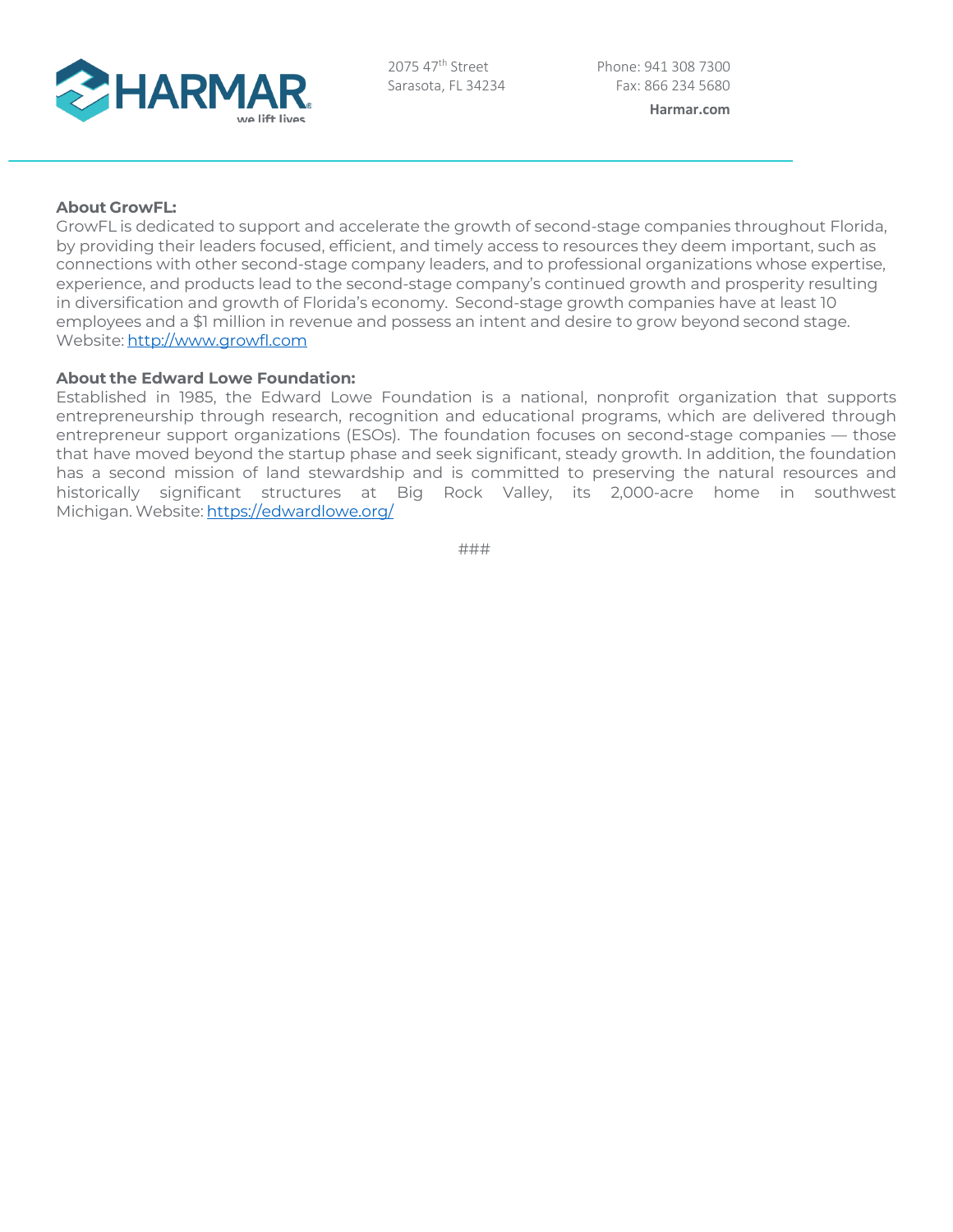**About GrowFL:**
GrowFL is dedicated to support and accelerate the growth of second-stage companies throughout Florida, by providing their leaders focused, efficient, and timely access to resources they deem important, such as connections with other second-stage company leaders, and to professional organizations whose expertise, experience, and products lead to the second-stage company's continued growth and prosperity resulting in diversification and growth of Florida's economy. Second-stage growth companies have at least 10 employees and a $1 million in revenue and possess an intent and desire to grow beyond second stage. Website: http://www.growfl.com

**About the Edward Lowe Foundation:**
Established in 1985, the Edward Lowe Foundation is a national, nonprofit organization that supports entrepreneurship through research, recognition and educational programs, which are delivered through entrepreneur support organizations (ESOs). The foundation focuses on second-stage companies — those that have moved beyond the startup phase and seek significant, steady growth. In addition, the foundation has a second mission of land stewardship and is committed to preserving the natural resources and historically significant structures at Big Rock Valley, its 2,000-acre home in southwest Michigan. Website: https://edwardlowe.org/

###